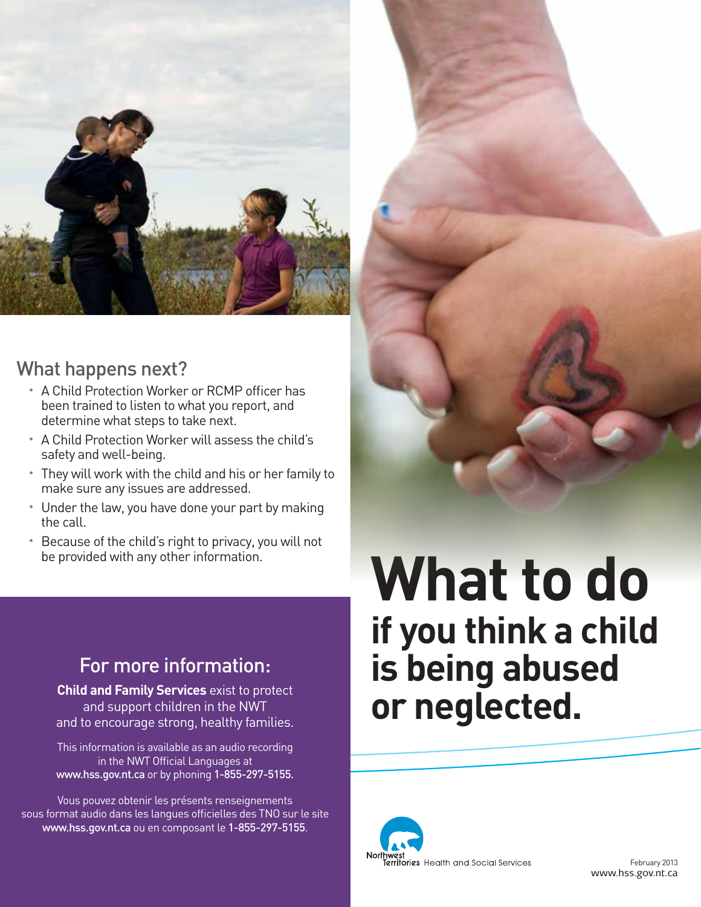# What to do

## if you think a child is being abused or neglected.

## What happens next?

- A Child Protection Worker or RCMP officer has been trained to listen to what you report, and determine what steps to take next.
- A Child Protection Worker will assess the child's safety and well-being.
- They will work with the child and his or her family to make sure any issues are addressed.
- Under the law, you have done your part by making the call.
- Because of the child's right to privacy, you will not be provided with any other information.

## For more information:

**Child and Family Services** exist to protect and support children in the NWT and to encourage strong, healthy families.

This information is available as an audio recording in the NWT Official Languages at **www.hss.gov.nt.ca** or by phoning **1-855-297-5155**.

Vous pouvez obtenir les présents renseignements sous format audio dans les langues officielles des TNO sur le site **www.hss.gov.nt.ca** ou en composant le **1-855-297-5155**.

Northwest Territories Health and Social Services

February 2013

www.hss.gov.nt.ca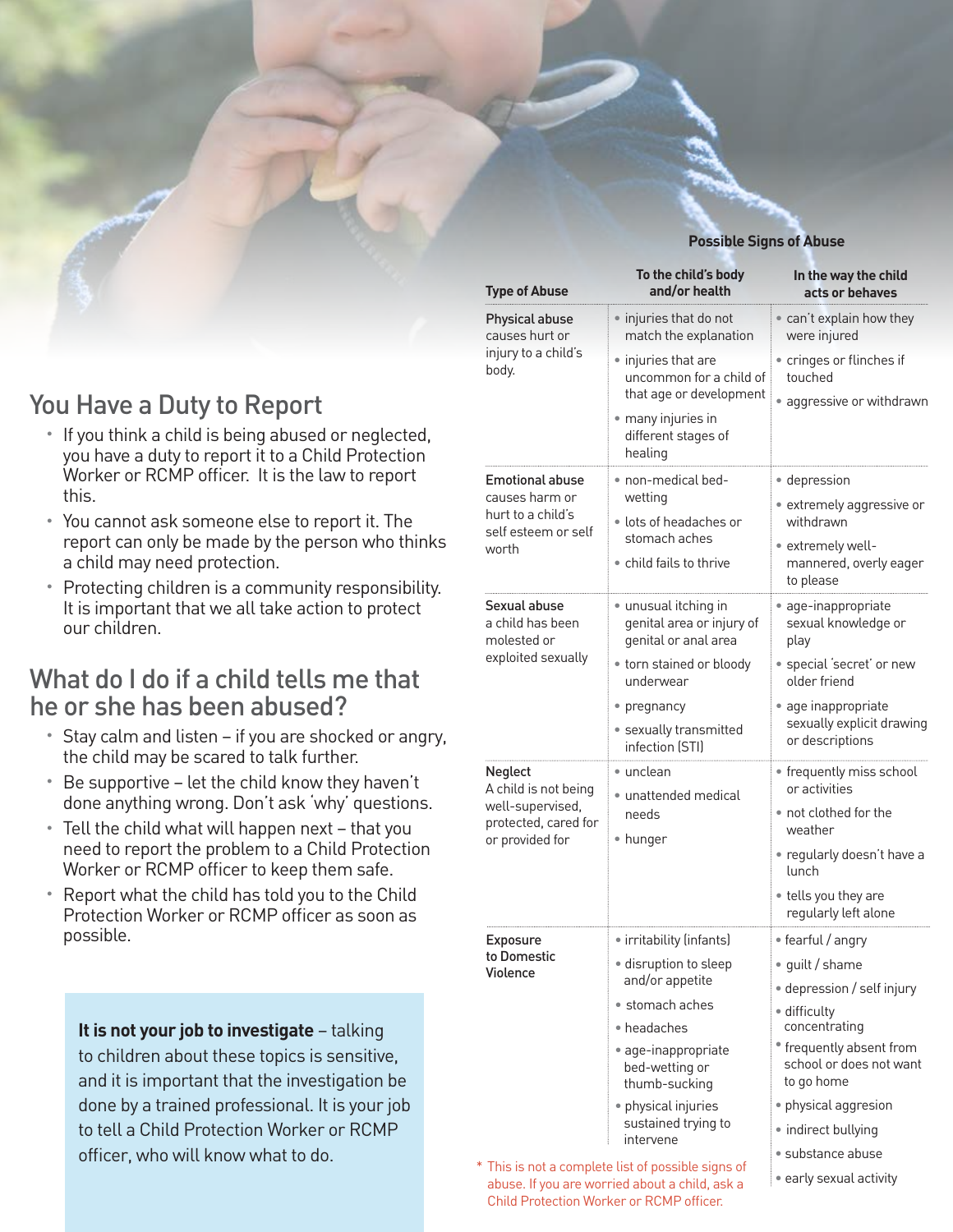## You Have a Duty to Report

- If you think a child is being abused or neglected, you have a duty to report it to a Child Protection Worker or RCMP officer. It is the law to report this.
- You cannot ask someone else to report it. The report can only be made by the person who thinks a child may need protection.
- Protecting children is a community responsibility. It is important that we all take action to protect our children.

## What do I do if a child tells me that he or she has been abused?

- Stay calm and listen – if you are shocked or angry, the child may be scared to talk further.
- Be supportive – let the child know they haven't done anything wrong. Don't ask 'why' questions.
- Tell the child what will happen next – that you need to report the problem to a Child Protection Worker or RCMP officer to keep them safe.
- Report what the child has told you to the Child Protection Worker or RCMP officer as soon as possible.

**It is not your job to investigate** – talking to children about these topics is sensitive, and it is important that the investigation be done by a trained professional. It is your job to tell a Child Protection Worker or RCMP officer, who will know what to do.

### Possible Signs of Abuse

| Type of Abuse | To the child's body and/or health | In the way the child acts or behaves |
|---|---|---|
| **Physical abuse** causes hurt or injury to a child's body. | • injuries that do not match the explanation<br>• injuries that are uncommon for a child of that age or development<br>• many injuries in different stages of healing | • can't explain how they were injured<br>• cringes or flinches if touched<br>• aggressive or withdrawn |
| **Emotional abuse** causes harm or hurt to a child's self esteem or self worth | • non-medical bed-wetting<br>• lots of headaches or stomach aches<br>• child fails to thrive | • depression<br>• extremely aggressive or withdrawn<br>• extremely well-mannered, overly eager to please |
| **Sexual abuse** a child has been molested or exploited sexually | • unusual itching in genital area or injury of genital or anal area<br>• torn stained or bloody underwear<br>• pregnancy<br>• sexually transmitted infection (STI) | • age-inappropriate sexual knowledge or play<br>• special 'secret' or new older friend<br>• age inappropriate sexually explicit drawing or descriptions |
| **Neglect** A child is not being well-supervised, protected, cared for or provided for | • unclean<br>• unattended medical needs<br>• hunger | • frequently miss school or activities<br>• not clothed for the weather<br>• regularly doesn't have a lunch<br>• tells you they are regularly left alone |
| **Exposure to Domestic Violence** | • irritability (infants)<br>• disruption to sleep and/or appetite<br>• stomach aches<br>• headaches<br>• age-inappropriate bed-wetting or thumb-sucking<br>• physical injuries sustained trying to intervene | • fearful / angry<br>• guilt / shame<br>• depression / self injury<br>• difficulty concentrating<br>• frequently absent from school or does not want to go home<br>• physical aggression<br>• indirect bullying<br>• substance abuse<br>• early sexual activity |

\* This is not a complete list of possible signs of abuse. If you are worried about a child, ask a Child Protection Worker or RCMP officer.